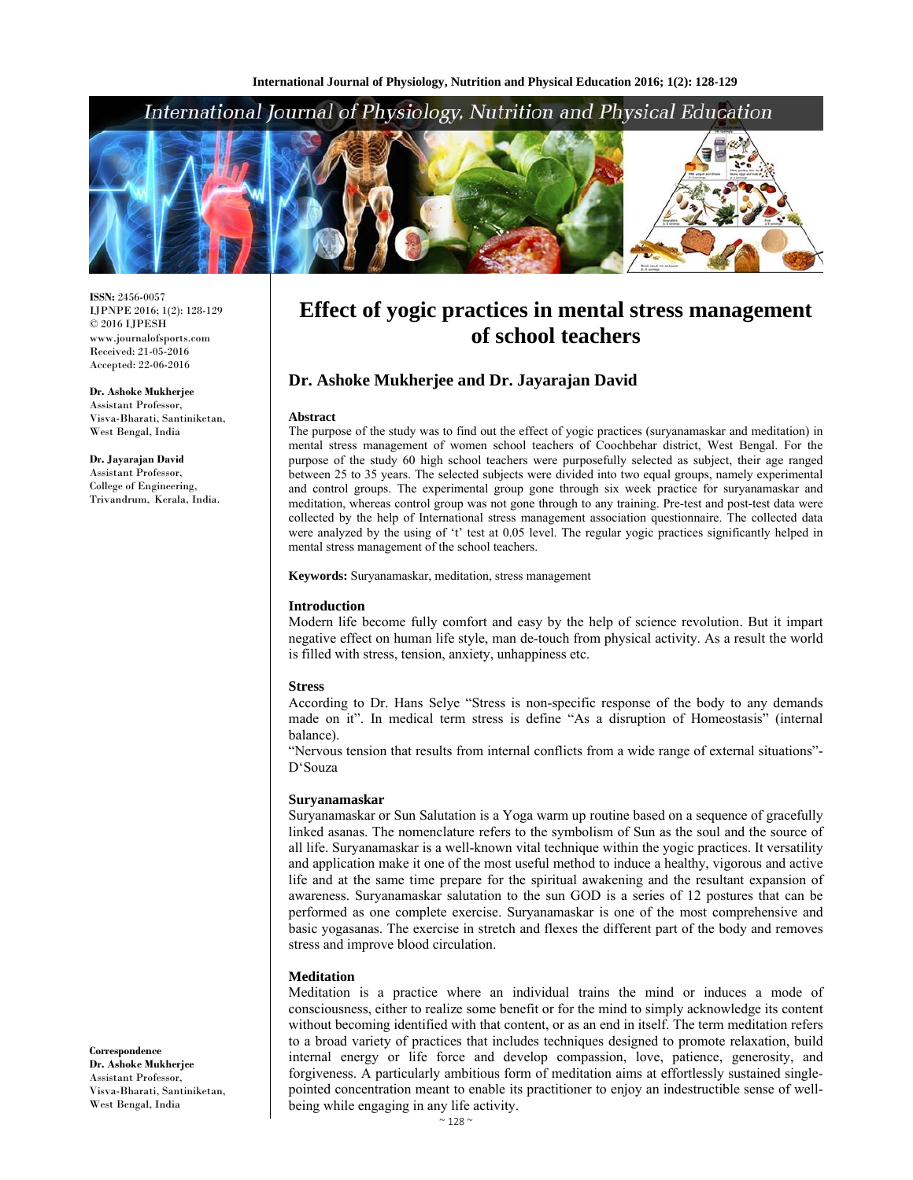# Effect of yogic practices in mental stress management of school teachers

**Dr. Ashoke Mukherjee and Dr. Jayarajan David**

ISSN: 2456-0057
IJPNPE 2016; 1(2): 128-129
© 2016 IJPESH
www.journalofsports.com
Received: 21-05-2016
Accepted: 22-06-2016

**Dr. Ashoke Mukherjee**
Assistant Professor,
Visva-Bharati, Santiniketan,
West Bengal, India

**Dr. Jayarajan David**
Assistant Professor,
College of Engineering,
Trivandrum, Kerala, India.

**Correspondence**
**Dr. Ashoke Mukherjee**
Assistant Professor,
Visva-Bharati, Santiniketan,
West Bengal, India

## Abstract

The purpose of the study was to find out the effect of yogic practices (suryanamaskar and meditation) in mental stress management of women school teachers of Coochbehar district, West Bengal. For the purpose of the study 60 high school teachers were purposefully selected as subject, their age ranged between 25 to 35 years. The selected subjects were divided into two equal groups, namely experimental and control groups. The experimental group gone through six week practice for suryanamaskar and meditation, whereas control group was not gone through to any training. Pre-test and post-test data were collected by the help of International stress management association questionnaire. The collected data were analyzed by the using of 't' test at 0.05 level. The regular yogic practices significantly helped in mental stress management of the school teachers.

**Keywords:** Suryanamaskar, meditation, stress management

## Introduction

Modern life become fully comfort and easy by the help of science revolution. But it impart negative effect on human life style, man de-touch from physical activity. As a result the world is filled with stress, tension, anxiety, unhappiness etc.

### Stress

According to Dr. Hans Selye "Stress is non-specific response of the body to any demands made on it". In medical term stress is define "As a disruption of Homeostasis" (internal balance).

"Nervous tension that results from internal conflicts from a wide range of external situations"- D'Souza

### Suryanamaskar

Suryanamaskar or Sun Salutation is a Yoga warm up routine based on a sequence of gracefully linked asanas. The nomenclature refers to the symbolism of Sun as the soul and the source of all life. Suryanamaskar is a well-known vital technique within the yogic practices. It versatility and application make it one of the most useful method to induce a healthy, vigorous and active life and at the same time prepare for the spiritual awakening and the resultant expansion of awareness. Suryanamaskar salutation to the sun GOD is a series of 12 postures that can be performed as one complete exercise. Suryanamaskar is one of the most comprehensive and basic yogasanas. The exercise in stretch and flexes the different part of the body and removes stress and improve blood circulation.

### Meditation

Meditation is a practice where an individual trains the mind or induces a mode of consciousness, either to realize some benefit or for the mind to simply acknowledge its content without becoming identified with that content, or as an end in itself. The term meditation refers to a broad variety of practices that includes techniques designed to promote relaxation, build internal energy or life force and develop compassion, love, patience, generosity, and forgiveness. A particularly ambitious form of meditation aims at effortlessly sustained single-pointed concentration meant to enable its practitioner to enjoy an indestructible sense of well-being while engaging in any life activity.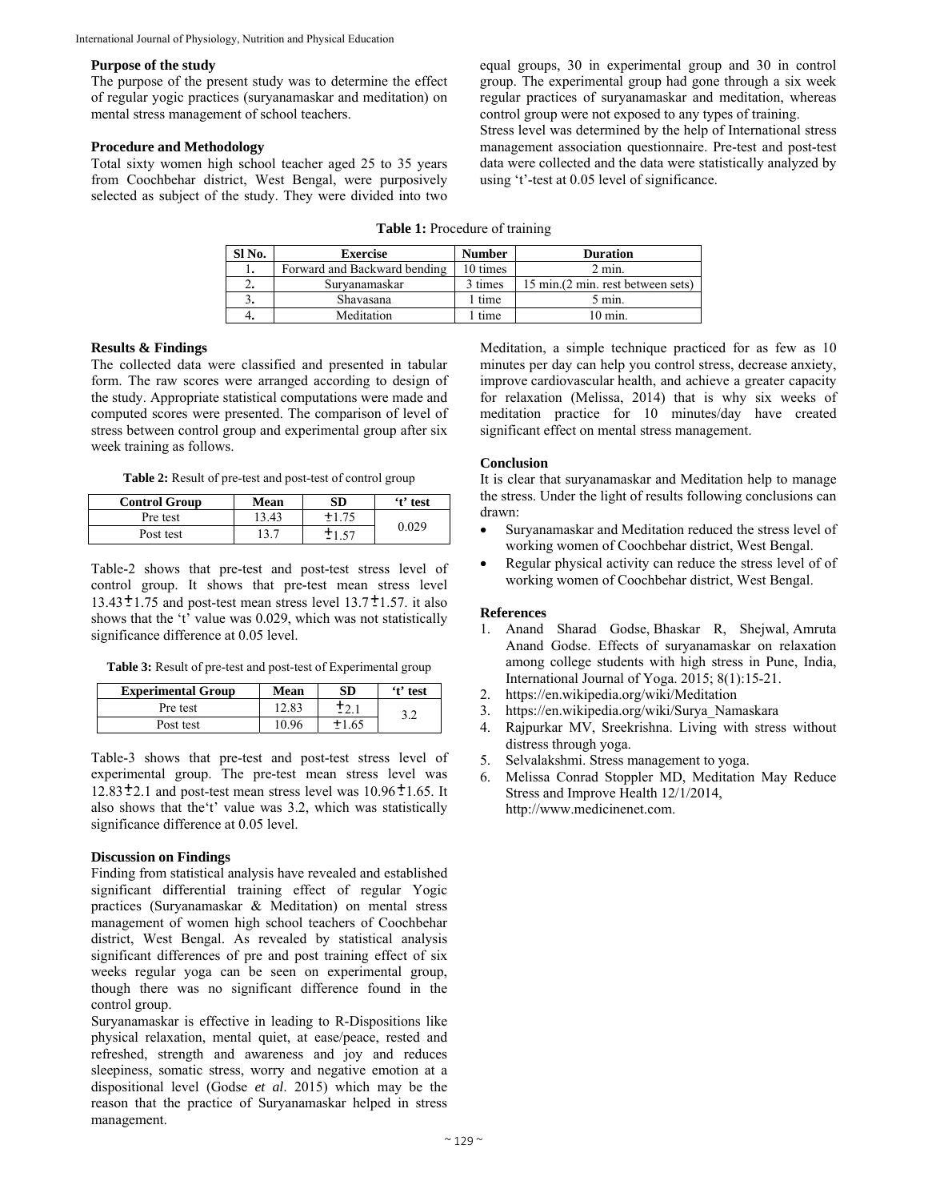## Purpose of the study

The purpose of the present study was to determine the effect of regular yogic practices (suryanamaskar and meditation) on mental stress management of school teachers.

## Procedure and Methodology

Total sixty women high school teacher aged 25 to 35 years from Coochbehar district, West Bengal, were purposively selected as subject of the study. They were divided into two equal groups, 30 in experimental group and 30 in control group. The experimental group had gone through a six week regular practices of suryanamaskar and meditation, whereas control group were not exposed to any types of training.

Stress level was determined by the help of International stress management association questionnaire. Pre-test and post-test data were collected and the data were statistically analyzed by using 't'-test at 0.05 level of significance.

**Table 1:** Procedure of training

| Sl No. | Exercise | Number | Duration |
|---|---|---|---|
| 1. | Forward and Backward bending | 10 times | 2 min. |
| 2. | Suryanamaskar | 3 times | 15 min.(2 min. rest between sets) |
| 3. | Shavasana | 1 time | 5 min. |
| 4. | Meditation | 1 time | 10 min. |

## Results & Findings

The collected data were classified and presented in tabular form. The raw scores were arranged according to design of the study. Appropriate statistical computations were made and computed scores were presented. The comparison of level of stress between control group and experimental group after six week training as follows.

**Table 2:** Result of pre-test and post-test of control group

| Control Group | Mean | SD | 't' test |
|---|---|---|---|
| Pre test | 13.43 | ±1.75 | 0.029 |
| Post test | 13.7 | ±1.57 | |

Table-2 shows that pre-test and post-test stress level of control group. It shows that pre-test mean stress level 13.43±1.75 and post-test mean stress level 13.7±1.57. it also shows that the 't' value was 0.029, which was not statistically significance difference at 0.05 level.

**Table 3:** Result of pre-test and post-test of Experimental group

| Experimental Group | Mean | SD | 't' test |
|---|---|---|---|
| Pre test | 12.83 | ±2.1 | 3.2 |
| Post test | 10.96 | ±1.65 | |

Table-3 shows that pre-test and post-test stress level of experimental group. The pre-test mean stress level was 12.83±2.1 and post-test mean stress level was 10.96±1.65. It also shows that the't' value was 3.2, which was statistically significance difference at 0.05 level.

## Discussion on Findings

Finding from statistical analysis have revealed and established significant differential training effect of regular Yogic practices (Suryanamaskar & Meditation) on mental stress management of women high school teachers of Coochbehar district, West Bengal. As revealed by statistical analysis significant differences of pre and post training effect of six weeks regular yoga can be seen on experimental group, though there was no significant difference found in the control group.

Suryanamaskar is effective in leading to R-Dispositions like physical relaxation, mental quiet, at ease/peace, rested and refreshed, strength and awareness and joy and reduces sleepiness, somatic stress, worry and negative emotion at a dispositional level (Godse *et al*. 2015) which may be the reason that the practice of Suryanamaskar helped in stress management.

Meditation, a simple technique practiced for as few as 10 minutes per day can help you control stress, decrease anxiety, improve cardiovascular health, and achieve a greater capacity for relaxation (Melissa, 2014) that is why six weeks of meditation practice for 10 minutes/day have created significant effect on mental stress management.

## Conclusion

It is clear that suryanamaskar and Meditation help to manage the stress. Under the light of results following conclusions can drawn:

- Suryanamaskar and Meditation reduced the stress level of working women of Coochbehar district, West Bengal.
- Regular physical activity can reduce the stress level of of working women of Coochbehar district, West Bengal.

## References

1. Anand Sharad Godse, Bhaskar R, Shejwal, Amruta Anand Godse. Effects of suryanamaskar on relaxation among college students with high stress in Pune, India, International Journal of Yoga. 2015; 8(1):15-21.
2. https://en.wikipedia.org/wiki/Meditation
3. https://en.wikipedia.org/wiki/Surya_Namaskara
4. Rajpurkar MV, Sreekrishna. Living with stress without distress through yoga.
5. Selvalakshmi. Stress management to yoga.
6. Melissa Conrad Stoppler MD, Meditation May Reduce Stress and Improve Health 12/1/2014, http://www.medicinenet.com.